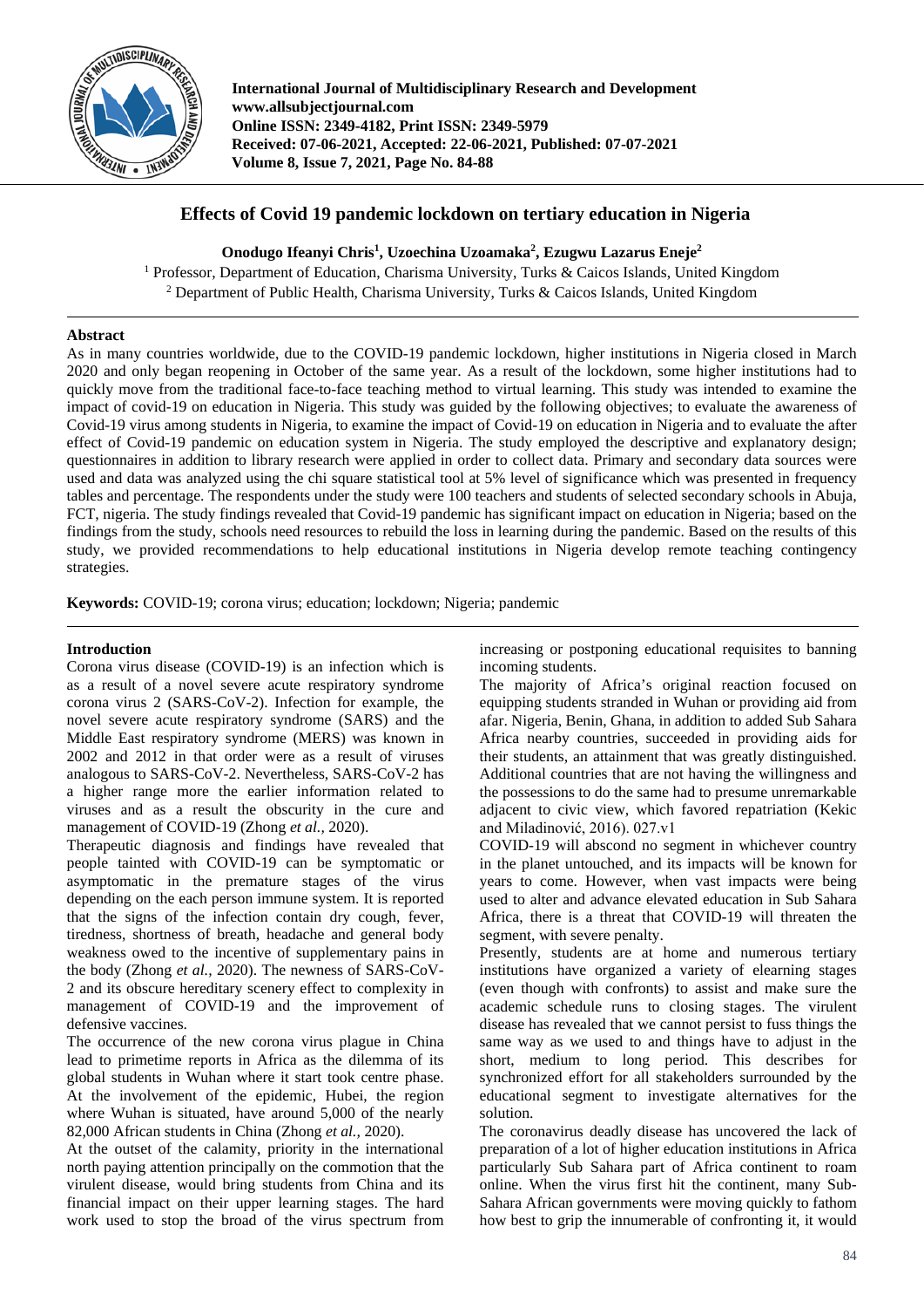International Journal of Multidisciplinary Research and Development
www.allsubjectjournal.com
Online ISSN: 2349-4182, Print ISSN: 2349-5979
Received: 07-06-2021, Accepted: 22-06-2021, Published: 07-07-2021
Volume 8, Issue 7, 2021, Page No. 84-88

# Effects of Covid 19 pandemic lockdown on tertiary education in Nigeria

**Onodugo Ifeanyi Chris[1], Uzoechina Uzoamaka[2], Ezugwu Lazarus Eneje[2]**

[1] Professor, Department of Education, Charisma University, Turks & Caicos Islands, United Kingdom
[2] Department of Public Health, Charisma University, Turks & Caicos Islands, United Kingdom

## Abstract

As in many countries worldwide, due to the COVID-19 pandemic lockdown, higher institutions in Nigeria closed in March 2020 and only began reopening in October of the same year. As a result of the lockdown, some higher institutions had to quickly move from the traditional face-to-face teaching method to virtual learning. This study was intended to examine the impact of covid-19 on education in Nigeria. This study was guided by the following objectives; to evaluate the awareness of Covid-19 virus among students in Nigeria, to examine the impact of Covid-19 on education in Nigeria and to evaluate the after effect of Covid-19 pandemic on education system in Nigeria. The study employed the descriptive and explanatory design; questionnaires in addition to library research were applied in order to collect data. Primary and secondary data sources were used and data was analyzed using the chi square statistical tool at 5% level of significance which was presented in frequency tables and percentage. The respondents under the study were 100 teachers and students of selected secondary schools in Abuja, FCT, nigeria. The study findings revealed that Covid-19 pandemic has significant impact on education in Nigeria; based on the findings from the study, schools need resources to rebuild the loss in learning during the pandemic. Based on the results of this study, we provided recommendations to help educational institutions in Nigeria develop remote teaching contingency strategies.

**Keywords:** COVID-19; corona virus; education; lockdown; Nigeria; pandemic

## Introduction

Corona virus disease (COVID-19) is an infection which is as a result of a novel severe acute respiratory syndrome corona virus 2 (SARS-CoV-2). Infection for example, the novel severe acute respiratory syndrome (SARS) and the Middle East respiratory syndrome (MERS) was known in 2002 and 2012 in that order were as a result of viruses analogous to SARS-CoV-2. Nevertheless, SARS-CoV-2 has a higher range more the earlier information related to viruses and as a result the obscurity in the cure and management of COVID-19 (Zhong *et al.,* 2020).

Therapeutic diagnosis and findings have revealed that people tainted with COVID-19 can be symptomatic or asymptomatic in the premature stages of the virus depending on the each person immune system. It is reported that the signs of the infection contain dry cough, fever, tiredness, shortness of breath, headache and general body weakness owed to the incentive of supplementary pains in the body (Zhong *et al.,* 2020). The newness of SARS-CoV-2 and its obscure hereditary scenery effect to complexity in management of COVID-19 and the improvement of defensive vaccines.

The occurrence of the new corona virus plague in China lead to primetime reports in Africa as the dilemma of its global students in Wuhan where it start took centre phase. At the involvement of the epidemic, Hubei, the region where Wuhan is situated, have around 5,000 of the nearly 82,000 African students in China (Zhong *et al.,* 2020).

At the outset of the calamity, priority in the international north paying attention principally on the commotion that the virulent disease, would bring students from China and its financial impact on their upper learning stages. The hard work used to stop the broad of the virus spectrum from increasing or postponing educational requisites to banning incoming students.

The majority of Africa's original reaction focused on equipping students stranded in Wuhan or providing aid from afar. Nigeria, Benin, Ghana, in addition to added Sub Sahara Africa nearby countries, succeeded in providing aids for their students, an attainment that was greatly distinguished. Additional countries that are not having the willingness and the possessions to do the same had to presume unremarkable adjacent to civic view, which favored repatriation (Kekic and Miladinović, 2016). 027.v1

COVID-19 will abscond no segment in whichever country in the planet untouched, and its impacts will be known for years to come. However, when vast impacts were being used to alter and advance elevated education in Sub Sahara Africa, there is a threat that COVID-19 will threaten the segment, with severe penalty.

Presently, students are at home and numerous tertiary institutions have organized a variety of elearning stages (even though with confronts) to assist and make sure the academic schedule runs to closing stages. The virulent disease has revealed that we cannot persist to fuss things the same way as we used to and things have to adjust in the short, medium to long period. This describes for synchronized effort for all stakeholders surrounded by the educational segment to investigate alternatives for the solution.

The coronavirus deadly disease has uncovered the lack of preparation of a lot of higher education institutions in Africa particularly Sub Sahara part of Africa continent to roam online. When the virus first hit the continent, many Sub-Sahara African governments were moving quickly to fathom how best to grip the innumerable of confronting it, it would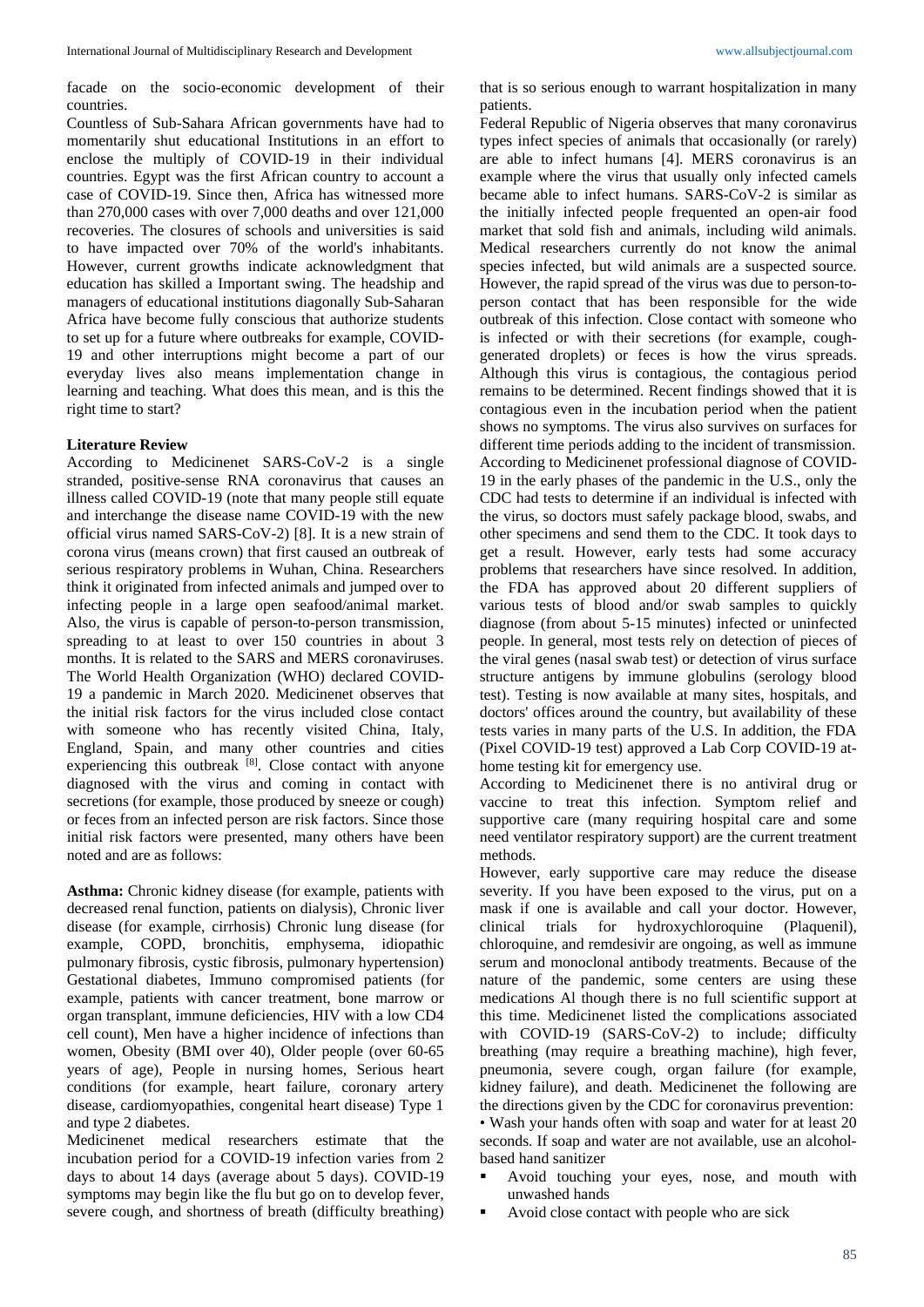facade on the socio-economic development of their countries.

Countless of Sub-Sahara African governments have had to momentarily shut educational Institutions in an effort to enclose the multiply of COVID-19 in their individual countries. Egypt was the first African country to account a case of COVID-19. Since then, Africa has witnessed more than 270,000 cases with over 7,000 deaths and over 121,000 recoveries. The closures of schools and universities is said to have impacted over 70% of the world's inhabitants. However, current growths indicate acknowledgment that education has skilled a Important swing. The headship and managers of educational institutions diagonally Sub-Saharan Africa have become fully conscious that authorize students to set up for a future where outbreaks for example, COVID-19 and other interruptions might become a part of our everyday lives also means implementation change in learning and teaching. What does this mean, and is this the right time to start?

### Literature Review

According to Medicinenet SARS-CoV-2 is a single stranded, positive-sense RNA coronavirus that causes an illness called COVID-19 (note that many people still equate and interchange the disease name COVID-19 with the new official virus named SARS-CoV-2) [8]. It is a new strain of corona virus (means crown) that first caused an outbreak of serious respiratory problems in Wuhan, China. Researchers think it originated from infected animals and jumped over to infecting people in a large open seafood/animal market. Also, the virus is capable of person-to-person transmission, spreading to at least to over 150 countries in about 3 months. It is related to the SARS and MERS coronaviruses. The World Health Organization (WHO) declared COVID-19 a pandemic in March 2020. Medicinenet observes that the initial risk factors for the virus included close contact with someone who has recently visited China, Italy, England, Spain, and many other countries and cities experiencing this outbreak [8]. Close contact with anyone diagnosed with the virus and coming in contact with secretions (for example, those produced by sneeze or cough) or feces from an infected person are risk factors. Since those initial risk factors were presented, many others have been noted and are as follows:

**Asthma:** Chronic kidney disease (for example, patients with decreased renal function, patients on dialysis), Chronic liver disease (for example, cirrhosis) Chronic lung disease (for example, COPD, bronchitis, emphysema, idiopathic pulmonary fibrosis, cystic fibrosis, pulmonary hypertension) Gestational diabetes, Immuno compromised patients (for example, patients with cancer treatment, bone marrow or organ transplant, immune deficiencies, HIV with a low CD4 cell count), Men have a higher incidence of infections than women, Obesity (BMI over 40), Older people (over 60-65 years of age), People in nursing homes, Serious heart conditions (for example, heart failure, coronary artery disease, cardiomyopathies, congenital heart disease) Type 1 and type 2 diabetes.

Medicinenet medical researchers estimate that the incubation period for a COVID-19 infection varies from 2 days to about 14 days (average about 5 days). COVID-19 symptoms may begin like the flu but go on to develop fever, severe cough, and shortness of breath (difficulty breathing) that is so serious enough to warrant hospitalization in many patients.

Federal Republic of Nigeria observes that many coronavirus types infect species of animals that occasionally (or rarely) are able to infect humans [4]. MERS coronavirus is an example where the virus that usually only infected camels became able to infect humans. SARS-CoV-2 is similar as the initially infected people frequented an open-air food market that sold fish and animals, including wild animals. Medical researchers currently do not know the animal species infected, but wild animals are a suspected source. However, the rapid spread of the virus was due to person-to-person contact that has been responsible for the wide outbreak of this infection. Close contact with someone who is infected or with their secretions (for example, cough-generated droplets) or feces is how the virus spreads. Although this virus is contagious, the contagious period remains to be determined. Recent findings showed that it is contagious even in the incubation period when the patient shows no symptoms. The virus also survives on surfaces for different time periods adding to the incident of transmission. According to Medicinenet professional diagnose of COVID-19 in the early phases of the pandemic in the U.S., only the CDC had tests to determine if an individual is infected with the virus, so doctors must safely package blood, swabs, and other specimens and send them to the CDC. It took days to get a result. However, early tests had some accuracy problems that researchers have since resolved. In addition, the FDA has approved about 20 different suppliers of various tests of blood and/or swab samples to quickly diagnose (from about 5-15 minutes) infected or uninfected people. In general, most tests rely on detection of pieces of the viral genes (nasal swab test) or detection of virus surface structure antigens by immune globulins (serology blood test). Testing is now available at many sites, hospitals, and doctors' offices around the country, but availability of these tests varies in many parts of the U.S. In addition, the FDA (Pixel COVID-19 test) approved a Lab Corp COVID-19 at-home testing kit for emergency use.

According to Medicinenet there is no antiviral drug or vaccine to treat this infection. Symptom relief and supportive care (many requiring hospital care and some need ventilator respiratory support) are the current treatment methods.

However, early supportive care may reduce the disease severity. If you have been exposed to the virus, put on a mask if one is available and call your doctor. However, clinical trials for hydroxychloroquine (Plaquenil), chloroquine, and remdesivir are ongoing, as well as immune serum and monoclonal antibody treatments. Because of the nature of the pandemic, some centers are using these medications Al though there is no full scientific support at this time. Medicinenet listed the complications associated with COVID-19 (SARS-CoV-2) to include; difficulty breathing (may require a breathing machine), high fever, pneumonia, severe cough, organ failure (for example, kidney failure), and death. Medicinenet the following are the directions given by the CDC for coronavirus prevention:

• Wash your hands often with soap and water for at least 20 seconds. If soap and water are not available, use an alcohol-based hand sanitizer

- Avoid touching your eyes, nose, and mouth with unwashed hands
- Avoid close contact with people who are sick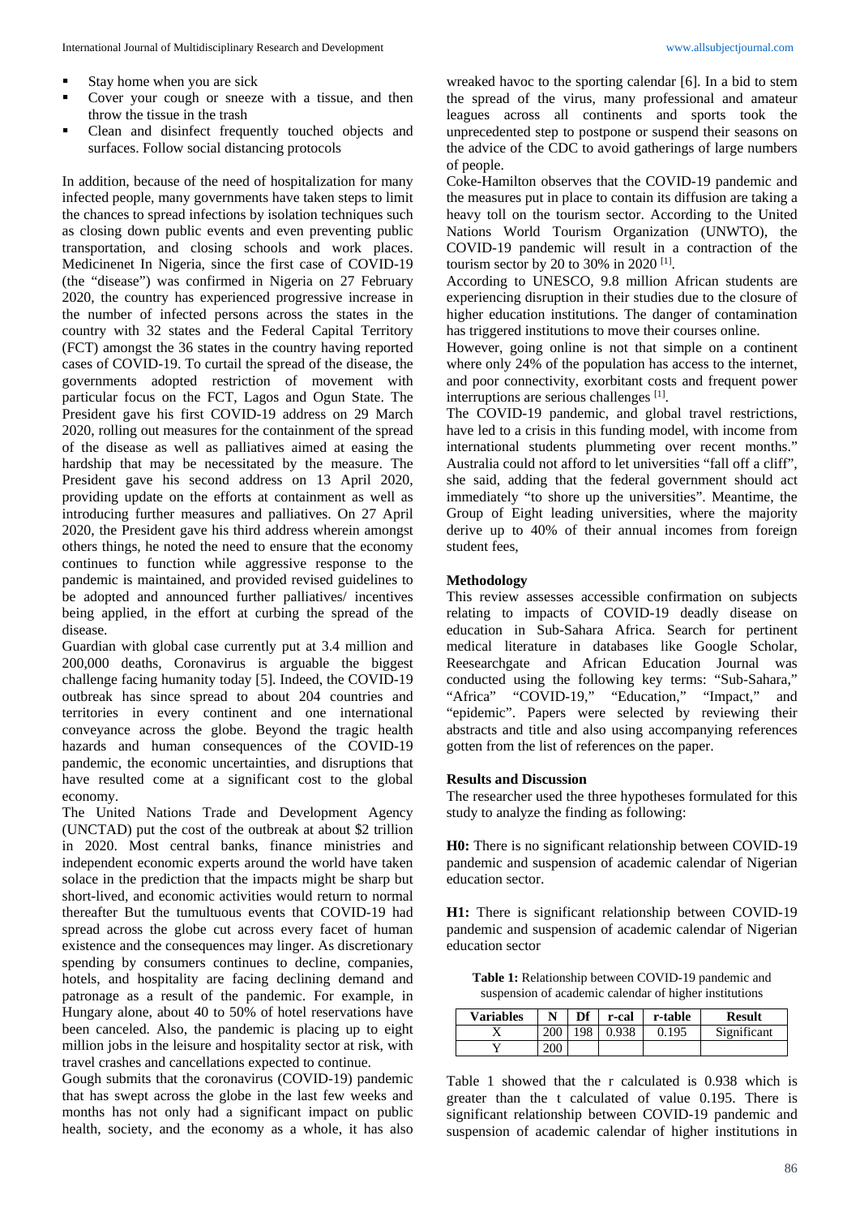- Stay home when you are sick
- Cover your cough or sneeze with a tissue, and then throw the tissue in the trash
- Clean and disinfect frequently touched objects and surfaces. Follow social distancing protocols

In addition, because of the need of hospitalization for many infected people, many governments have taken steps to limit the chances to spread infections by isolation techniques such as closing down public events and even preventing public transportation, and closing schools and work places. Medicinenet In Nigeria, since the first case of COVID-19 (the "disease") was confirmed in Nigeria on 27 February 2020, the country has experienced progressive increase in the number of infected persons across the states in the country with 32 states and the Federal Capital Territory (FCT) amongst the 36 states in the country having reported cases of COVID-19. To curtail the spread of the disease, the governments adopted restriction of movement with particular focus on the FCT, Lagos and Ogun State. The President gave his first COVID-19 address on 29 March 2020, rolling out measures for the containment of the spread of the disease as well as palliatives aimed at easing the hardship that may be necessitated by the measure. The President gave his second address on 13 April 2020, providing update on the efforts at containment as well as introducing further measures and palliatives. On 27 April 2020, the President gave his third address where amongst others things, he noted the need to ensure that the economy continues to function while aggressive response to the pandemic is maintained, and provided revised guidelines to be adopted and announced further palliatives/ incentives being applied, in the effort at curbing the spread of the disease.

Guardian with global case currently put at 3.4 million and 200,000 deaths, Coronavirus is arguable the biggest challenge facing humanity today [5]. Indeed, the COVID-19 outbreak has since spread to about 204 countries and territories in every continent and one international conveyance across the globe. Beyond the tragic health hazards and human consequences of the COVID-19 pandemic, the economic uncertainties, and disruptions that have resulted come at a significant cost to the global economy.

The United Nations Trade and Development Agency (UNCTAD) put the cost of the outbreak at about $2 trillion in 2020. Most central banks, finance ministries and independent economic experts around the world have taken solace in the prediction that the impacts might be sharp but short-lived, and economic activities would return to normal thereafter But the tumultuous events that COVID-19 had spread across the globe cut across every facet of human existence and the consequences may linger. As discretionary spending by consumers continues to decline, companies, hotels, and hospitality are facing declining demand and patronage as a result of the pandemic. For example, in Hungary alone, about 40 to 50% of hotel reservations have been canceled. Also, the pandemic is placing up to eight million jobs in the leisure and hospitality sector at risk, with travel crashes and cancellations expected to continue.

Gough submits that the coronavirus (COVID-19) pandemic that has swept across the globe in the last few weeks and months has not only had a significant impact on public health, society, and the economy as a whole, it has also wreaked havoc to the sporting calendar [6]. In a bid to stem the spread of the virus, many professional and amateur leagues across all continents and sports took the unprecedented step to postpone or suspend their seasons on the advice of the CDC to avoid gatherings of large numbers of people.

Coke-Hamilton observes that the COVID-19 pandemic and the measures put in place to contain its diffusion are taking a heavy toll on the tourism sector. According to the United Nations World Tourism Organization (UNWTO), the COVID-19 pandemic will result in a contraction of the tourism sector by 20 to 30% in 2020 [1].

According to UNESCO, 9.8 million African students are experiencing disruption in their studies due to the closure of higher education institutions. The danger of contamination has triggered institutions to move their courses online.

However, going online is not that simple on a continent where only 24% of the population has access to the internet, and poor connectivity, exorbitant costs and frequent power interruptions are serious challenges [1].

The COVID-19 pandemic, and global travel restrictions, have led to a crisis in this funding model, with income from international students plummeting over recent months." Australia could not afford to let universities "fall off a cliff", she said, adding that the federal government should act immediately "to shore up the universities". Meantime, the Group of Eight leading universities, where the majority derive up to 40% of their annual incomes from foreign student fees,

## Methodology

This review assesses accessible confirmation on subjects relating to impacts of COVID-19 deadly disease on education in Sub-Sahara Africa. Search for pertinent medical literature in databases like Google Scholar, Reesearchgate and African Education Journal was conducted using the following key terms: "Sub-Sahara," "Africa" "COVID-19," "Education," "Impact," and "epidemic". Papers were selected by reviewing their abstracts and title and also using accompanying references gotten from the list of references on the paper.

## Results and Discussion

The researcher used the three hypotheses formulated for this study to analyze the finding as following:

**H0:** There is no significant relationship between COVID-19 pandemic and suspension of academic calendar of Nigerian education sector.

**H1:** There is significant relationship between COVID-19 pandemic and suspension of academic calendar of Nigerian education sector

**Table 1:** Relationship between COVID-19 pandemic and suspension of academic calendar of higher institutions

| Variables | N | Df | r-cal | r-table | Result |
|---|---|---|---|---|---|
| X | 200 | 198 | 0.938 | 0.195 | Significant |
| Y | 200 | | | | |

Table 1 showed that the r calculated is 0.938 which is greater than the t calculated of value 0.195. There is significant relationship between COVID-19 pandemic and suspension of academic calendar of higher institutions in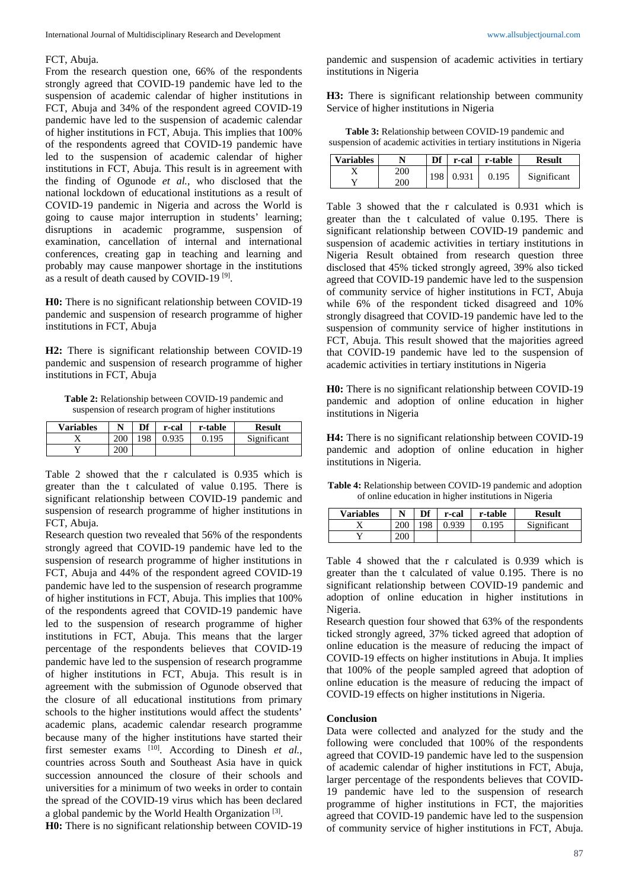FCT, Abuja.

From the research question one, 66% of the respondents strongly agreed that COVID-19 pandemic have led to the suspension of academic calendar of higher institutions in FCT, Abuja and 34% of the respondent agreed COVID-19 pandemic have led to the suspension of academic calendar of higher institutions in FCT, Abuja. This implies that 100% of the respondents agreed that COVID-19 pandemic have led to the suspension of academic calendar of higher institutions in FCT, Abuja. This result is in agreement with the finding of Ogunode *et al.*, who disclosed that the national lockdown of educational institutions as a result of COVID-19 pandemic in Nigeria and across the World is going to cause major interruption in students' learning; disruptions in academic programme, suspension of examination, cancellation of internal and international conferences, creating gap in teaching and learning and probably may cause manpower shortage in the institutions as a result of death caused by COVID-19 [9].

**H0:** There is no significant relationship between COVID-19 pandemic and suspension of research programme of higher institutions in FCT, Abuja

**H2:** There is significant relationship between COVID-19 pandemic and suspension of research programme of higher institutions in FCT, Abuja

**Table 2:** Relationship between COVID-19 pandemic and suspension of research program of higher institutions

| Variables | N | Df | r-cal | r-table | Result |
|---|---|---|---|---|---|
| X | 200 | 198 | 0.935 | 0.195 | Significant |
| Y | 200 | | | | |

Table 2 showed that the r calculated is 0.935 which is greater than the t calculated of value 0.195. There is significant relationship between COVID-19 pandemic and suspension of research programme of higher institutions in FCT, Abuja.

Research question two revealed that 56% of the respondents strongly agreed that COVID-19 pandemic have led to the suspension of research programme of higher institutions in FCT, Abuja and 44% of the respondent agreed COVID-19 pandemic have led to the suspension of research programme of higher institutions in FCT, Abuja. This implies that 100% of the respondents agreed that COVID-19 pandemic have led to the suspension of research programme of higher institutions in FCT, Abuja. This means that the larger percentage of the respondents believes that COVID-19 pandemic have led to the suspension of research programme of higher institutions in FCT, Abuja. This result is in agreement with the submission of Ogunode observed that the closure of all educational institutions from primary schools to the higher institutions would affect the students' academic plans, academic calendar research programme because many of the higher institutions have started their first semester exams [10]. According to Dinesh *et al.*, countries across South and Southeast Asia have in quick succession announced the closure of their schools and universities for a minimum of two weeks in order to contain the spread of the COVID-19 virus which has been declared a global pandemic by the World Health Organization [3].

**H0:** There is no significant relationship between COVID-19 pandemic and suspension of academic activities in tertiary institutions in Nigeria

**H3:** There is significant relationship between community Service of higher institutions in Nigeria

**Table 3:** Relationship between COVID-19 pandemic and suspension of academic activities in tertiary institutions in Nigeria

| Variables | N | Df | r-cal | r-table | Result |
|---|---|---|---|---|---|
| X<br>Y | 200<br>200 | 198 | 0.931 | 0.195 | Significant |

Table 3 showed that the r calculated is 0.931 which is greater than the t calculated of value 0.195. There is significant relationship between COVID-19 pandemic and suspension of academic activities in tertiary institutions in Nigeria Result obtained from research question three disclosed that 45% ticked strongly agreed, 39% also ticked agreed that COVID-19 pandemic have led to the suspension of community service of higher institutions in FCT, Abuja while 6% of the respondent ticked disagreed and 10% strongly disagreed that COVID-19 pandemic have led to the suspension of community service of higher institutions in FCT, Abuja. This result showed that the majorities agreed that COVID-19 pandemic have led to the suspension of academic activities in tertiary institutions in Nigeria

**H0:** There is no significant relationship between COVID-19 pandemic and adoption of online education in higher institutions in Nigeria

**H4:** There is no significant relationship between COVID-19 pandemic and adoption of online education in higher institutions in Nigeria.

**Table 4:** Relationship between COVID-19 pandemic and adoption of online education in higher institutions in Nigeria

| Variables | N | Df | r-cal | r-table | Result |
|---|---|---|---|---|---|
| X | 200 | 198 | 0.939 | 0.195 | Significant |
| Y | 200 | | | | |

Table 4 showed that the r calculated is 0.939 which is greater than the t calculated of value 0.195. There is no significant relationship between COVID-19 pandemic and adoption of online education in higher institutions in Nigeria.

Research question four showed that 63% of the respondents ticked strongly agreed, 37% ticked agreed that adoption of online education is the measure of reducing the impact of COVID-19 effects on higher institutions in Abuja. It implies that 100% of the people sampled agreed that adoption of online education is the measure of reducing the impact of COVID-19 effects on higher institutions in Nigeria.

## Conclusion

Data were collected and analyzed for the study and the following were concluded that 100% of the respondents agreed that COVID-19 pandemic have led to the suspension of academic calendar of higher institutions in FCT, Abuja, larger percentage of the respondents believes that COVID-19 pandemic have led to the suspension of research programme of higher institutions in FCT, the majorities agreed that COVID-19 pandemic have led to the suspension of community service of higher institutions in FCT, Abuja.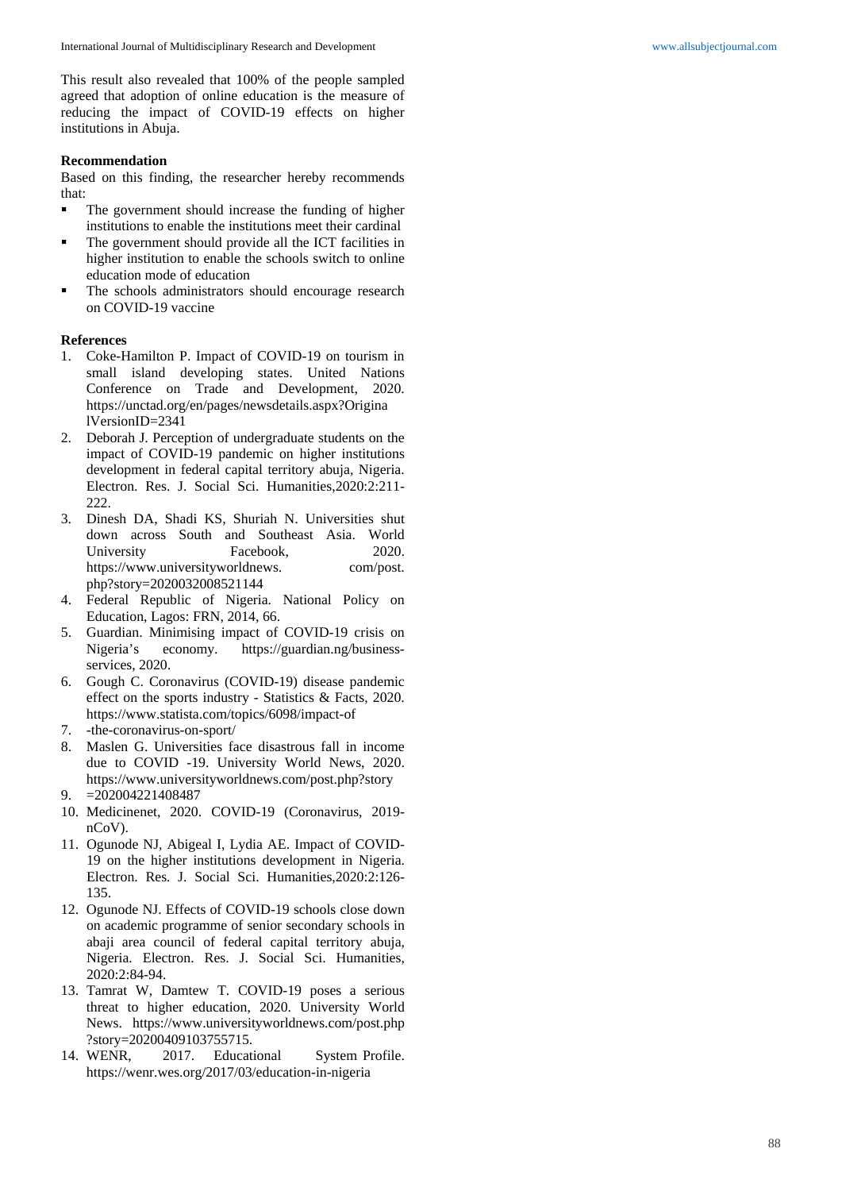This result also revealed that 100% of the people sampled agreed that adoption of online education is the measure of reducing the impact of COVID-19 effects on higher institutions in Abuja.

## Recommendation

Based on this finding, the researcher hereby recommends that:

- The government should increase the funding of higher institutions to enable the institutions meet their cardinal
- The government should provide all the ICT facilities in higher institution to enable the schools switch to online education mode of education
- The schools administrators should encourage research on COVID-19 vaccine

## References

1. Coke-Hamilton P. Impact of COVID-19 on tourism in small island developing states. United Nations Conference on Trade and Development, 2020. https://unctad.org/en/pages/newsdetails.aspx?OriginalVersionID=2341
2. Deborah J. Perception of undergraduate students on the impact of COVID-19 pandemic on higher institutions development in federal capital territory abuja, Nigeria. Electron. Res. J. Social Sci. Humanities,2020:2:211-222.
3. Dinesh DA, Shadi KS, Shuriah N. Universities shut down across South and Southeast Asia. World University Facebook, 2020. https://www.universityworldnews. com/post. php?story=2020032008521144
4. Federal Republic of Nigeria. National Policy on Education, Lagos: FRN, 2014, 66.
5. Guardian. Minimising impact of COVID-19 crisis on Nigeria's economy. https://guardian.ng/business-services, 2020.
6. Gough C. Coronavirus (COVID-19) disease pandemic effect on the sports industry - Statistics & Facts, 2020. https://www.statista.com/topics/6098/impact-of
7. -the-coronavirus-on-sport/
8. Maslen G. Universities face disastrous fall in income due to COVID -19. University World News, 2020. https://www.universityworldnews.com/post.php?story
9. =202004221408487
10. Medicinenet, 2020. COVID-19 (Coronavirus, 2019-nCoV).
11. Ogunode NJ, Abigeal I, Lydia AE. Impact of COVID-19 on the higher institutions development in Nigeria. Electron. Res. J. Social Sci. Humanities,2020:2:126-135.
12. Ogunode NJ. Effects of COVID-19 schools close down on academic programme of senior secondary schools in abaji area council of federal capital territory abuja, Nigeria. Electron. Res. J. Social Sci. Humanities, 2020:2:84-94.
13. Tamrat W, Damtew T. COVID-19 poses a serious threat to higher education, 2020. University World News. https://www.universityworldnews.com/post.php?story=20200409103755715.
14. WENR, 2017. Educational System Profile. https://wenr.wes.org/2017/03/education-in-nigeria